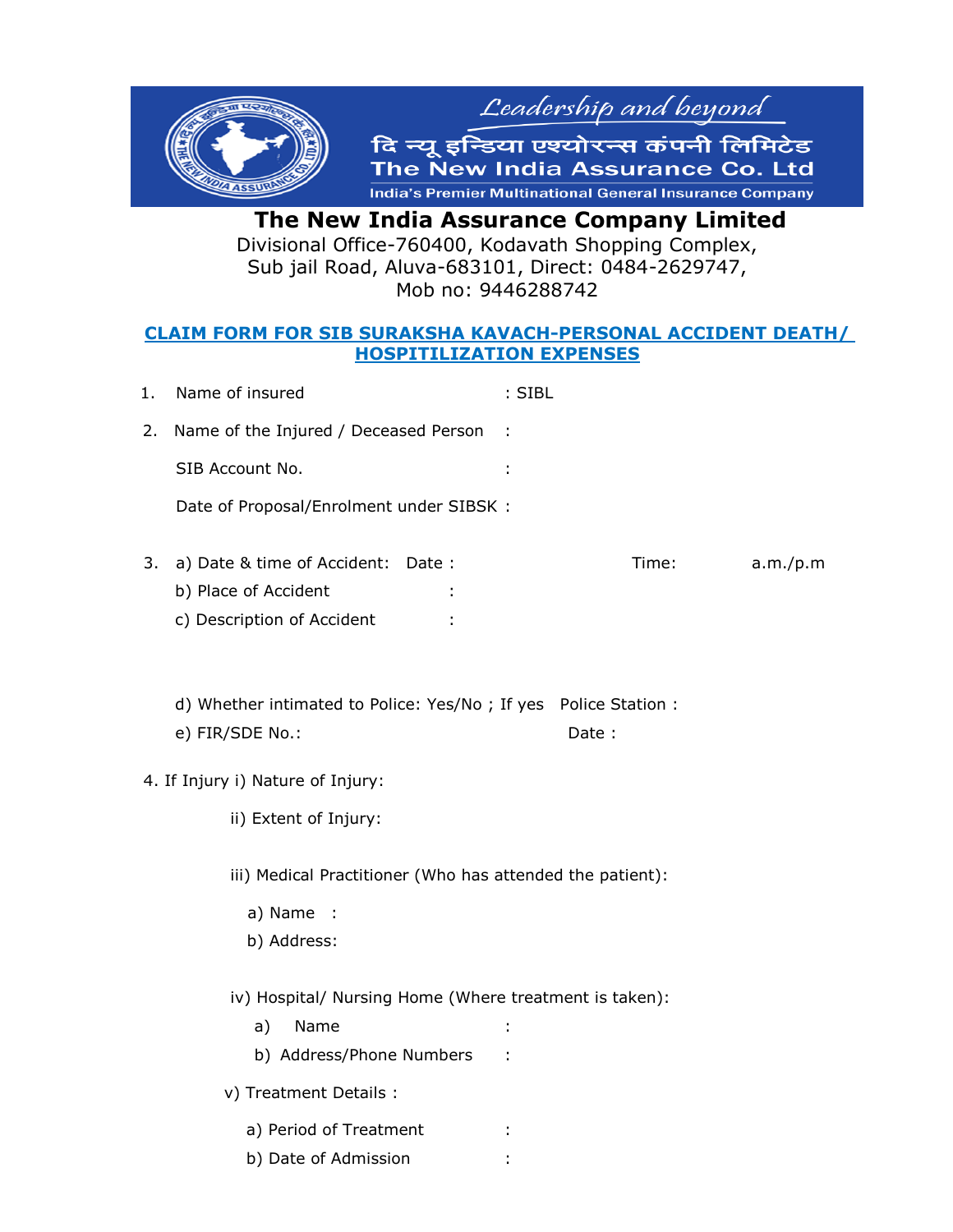Leadership and beyond

दि न्यू इन्डिया एश्योरन्स कंपनी लिमिटेड

The New India Assurance Co. Ltd

India's Premier Multinational General Insurance Company

# The New India Assurance Company Limited

Divisional Office-760400, Kodavath Shopping Complex,
Sub jail Road, Aluva-683101, Direct: 0484-2629747,
Mob no: 9446288742

## CLAIM FORM FOR SIB SURAKSHA KAVACH-PERSONAL ACCIDENT DEATH/ HOSPITILIZATION EXPENSES

1. Name of insured : SIBL

2. Name of the Injured / Deceased Person :

   SIB Account No. :

   Date of Proposal/Enrolment under SIBSK :

3. a) Date & time of Accident: Date : Time: a.m./p.m

   b) Place of Accident :

   c) Description of Accident :

   d) Whether intimated to Police: Yes/No ; If yes Police Station :

   e) FIR/SDE No.: Date :

4. If Injury i) Nature of Injury:

   ii) Extent of Injury:

   iii) Medical Practitioner (Who has attended the patient):

   a) Name :

   b) Address:

   iv) Hospital/ Nursing Home (Where treatment is taken):

   a) Name :

   b) Address/Phone Numbers :

   v) Treatment Details :

   a) Period of Treatment :

   b) Date of Admission :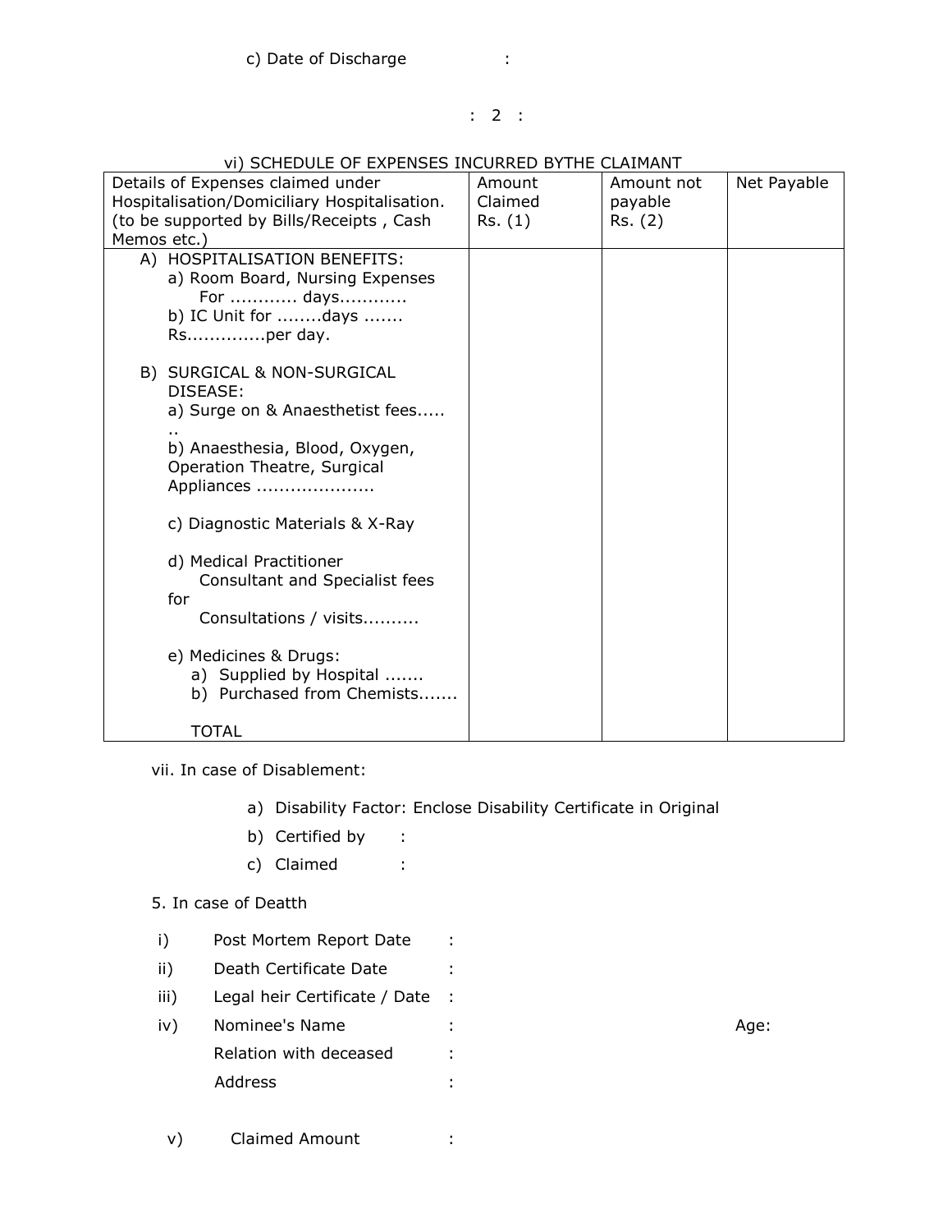c) Date of Discharge :

vi) SCHEDULE OF EXPENSES INCURRED BYTHE CLAIMANT

| Details of Expenses claimed under Hospitalisation/Domiciliary Hospitalisation. (to be supported by Bills/Receipts , Cash Memos etc.) | Amount Claimed Rs. (1) | Amount not payable Rs. (2) | Net Payable |
|---|---|---|---|
| A) HOSPITALISATION BENEFITS:<br>a) Room Board, Nursing Expenses For ........... days...........<br>b) IC Unit for ........days ....... Rs.............per day.<br><br>B) SURGICAL & NON-SURGICAL DISEASE:<br>a) Surge on & Anaesthetist fees.......<br>b) Anaesthesia, Blood, Oxygen, Operation Theatre, Surgical Appliances ....................<br><br>c) Diagnostic Materials & X-Ray<br><br>d) Medical Practitioner Consultant and Specialist fees for Consultations / visits..........<br><br>e) Medicines & Drugs:<br>a) Supplied by Hospital .......<br>b) Purchased from Chemists.......<br><br>TOTAL | | | |

vii. In case of Disablement:

a) Disability Factor: Enclose Disability Certificate in Original
b) Certified by :
c) Claimed :

5. In case of Deatth

i) Post Mortem Report Date :

ii) Death Certificate Date :

iii) Legal heir Certificate / Date :

iv) Nominee's Name : Age:

Relation with deceased :

Address :

v) Claimed Amount :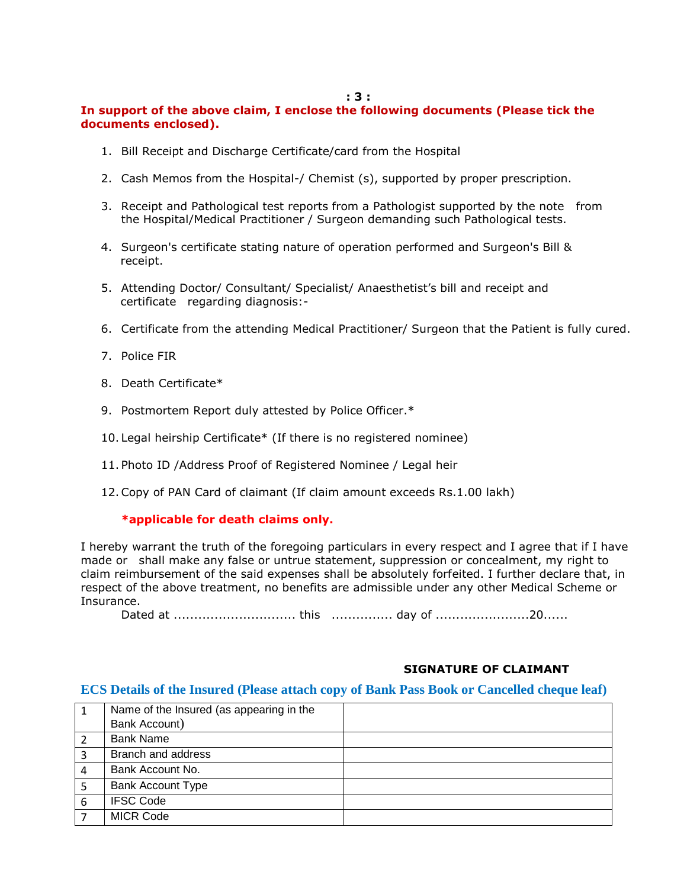**In support of the above claim, I enclose the following documents (Please tick the documents enclosed).**

1. Bill Receipt and Discharge Certificate/card from the Hospital
2. Cash Memos from the Hospital-/ Chemist (s), supported by proper prescription.
3. Receipt and Pathological test reports from a Pathologist supported by the note from the Hospital/Medical Practitioner / Surgeon demanding such Pathological tests.
4. Surgeon's certificate stating nature of operation performed and Surgeon's Bill & receipt.
5. Attending Doctor/ Consultant/ Specialist/ Anaesthetist's bill and receipt and certificate regarding diagnosis:-
6. Certificate from the attending Medical Practitioner/ Surgeon that the Patient is fully cured.
7. Police FIR
8. Death Certificate*
9. Postmortem Report duly attested by Police Officer.*
10. Legal heirship Certificate* (If there is no registered nominee)
11. Photo ID /Address Proof of Registered Nominee / Legal heir
12. Copy of PAN Card of claimant (If claim amount exceeds Rs.1.00 lakh)

**\*applicable for death claims only.**

I hereby warrant the truth of the foregoing particulars in every respect and I agree that if I have made or shall make any false or untrue statement, suppression or concealment, my right to claim reimbursement of the said expenses shall be absolutely forfeited. I further declare that, in respect of the above treatment, no benefits are admissible under any other Medical Scheme or Insurance.

Dated at ............................. this ............... day of .......................20......

**SIGNATURE OF CLAIMANT**

**ECS Details of the Insured (Please attach copy of Bank Pass Book or Cancelled cheque leaf)**

| | | |
|---|---|---|
| 1 | Name of the Insured (as appearing in the Bank Account) | |
| 2 | Bank Name | |
| 3 | Branch and address | |
| 4 | Bank Account No. | |
| 5 | Bank Account Type | |
| 6 | IFSC Code | |
| 7 | MICR Code | |